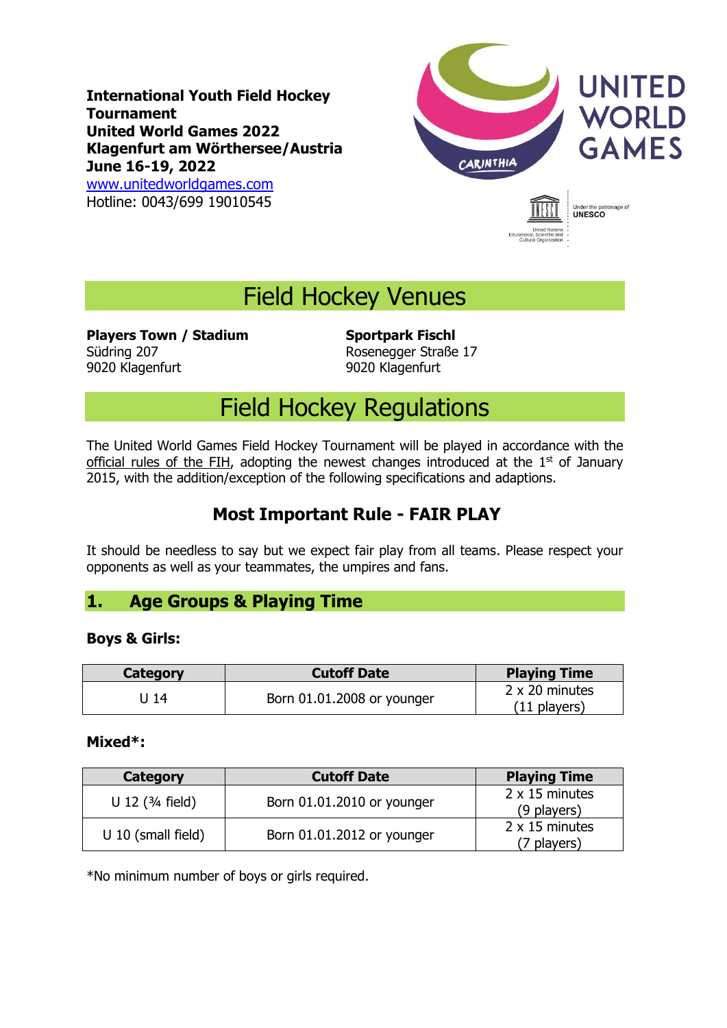**International Youth Field Hockey Tournament**
**United World Games 2022**
**Klagenfurt am Wörthersee/Austria**
**June 16-19, 2022**
www.unitedworldgames.com
Hotline: 0043/699 19010545

# Field Hockey Venues

**Players Town / Stadium**
Südring 207
9020 Klagenfurt

**Sportpark Fischl**
Rosenegger Straße 17
9020 Klagenfurt

# Field Hockey Regulations

The United World Games Field Hockey Tournament will be played in accordance with the official rules of the FIH, adopting the newest changes introduced at the 1st of January 2015, with the addition/exception of the following specifications and adaptions.

## Most Important Rule - FAIR PLAY

It should be needless to say but we expect fair play from all teams. Please respect your opponents as well as your teammates, the umpires and fans.

## 1. Age Groups & Playing Time

**Boys & Girls:**

| Category | Cutoff Date | Playing Time |
|---|---|---|
| U 14 | Born 01.01.2008 or younger | 2 x 20 minutes (11 players) |

**Mixed*:**

| Category | Cutoff Date | Playing Time |
|---|---|---|
| U 12 (¾ field) | Born 01.01.2010 or younger | 2 x 15 minutes (9 players) |
| U 10 (small field) | Born 01.01.2012 or younger | 2 x 15 minutes (7 players) |

*No minimum number of boys or girls required.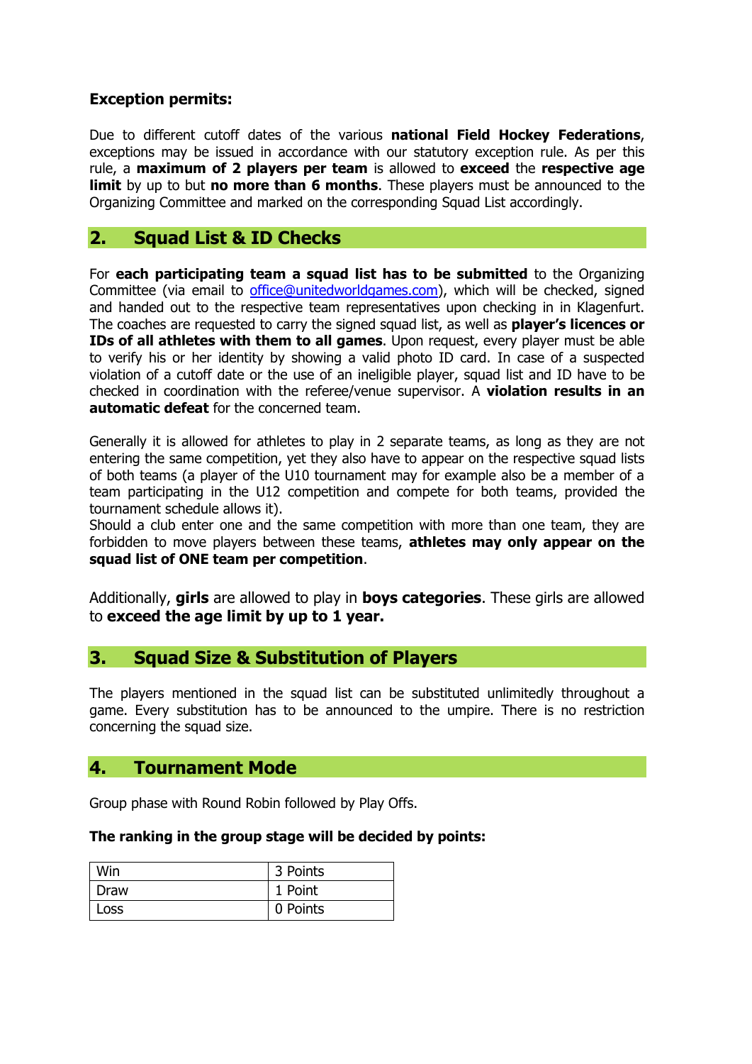**Exception permits:**

Due to different cutoff dates of the various **national Field Hockey Federations**, exceptions may be issued in accordance with our statutory exception rule. As per this rule, a **maximum of 2 players per team** is allowed to **exceed** the **respective age limit** by up to but **no more than 6 months**. These players must be announced to the Organizing Committee and marked on the corresponding Squad List accordingly.

## 2. Squad List & ID Checks

For **each participating team a squad list has to be submitted** to the Organizing Committee (via email to office@unitedworldgames.com), which will be checked, signed and handed out to the respective team representatives upon checking in in Klagenfurt. The coaches are requested to carry the signed squad list, as well as **player's licences or IDs of all athletes with them to all games**. Upon request, every player must be able to verify his or her identity by showing a valid photo ID card. In case of a suspected violation of a cutoff date or the use of an ineligible player, squad list and ID have to be checked in coordination with the referee/venue supervisor. A **violation results in an automatic defeat** for the concerned team.

Generally it is allowed for athletes to play in 2 separate teams, as long as they are not entering the same competition, yet they also have to appear on the respective squad lists of both teams (a player of the U10 tournament may for example also be a member of a team participating in the U12 competition and compete for both teams, provided the tournament schedule allows it).
Should a club enter one and the same competition with more than one team, they are forbidden to move players between these teams, **athletes may only appear on the squad list of ONE team per competition**.

Additionally, **girls** are allowed to play in **boys categories**. These girls are allowed to **exceed the age limit by up to 1 year.**

## 3. Squad Size & Substitution of Players

The players mentioned in the squad list can be substituted unlimitedly throughout a game. Every substitution has to be announced to the umpire. There is no restriction concerning the squad size.

## 4. Tournament Mode

Group phase with Round Robin followed by Play Offs.

**The ranking in the group stage will be decided by points:**

| Win | 3 Points |
|---|---|
| Draw | 1 Point |
| Loss | 0 Points |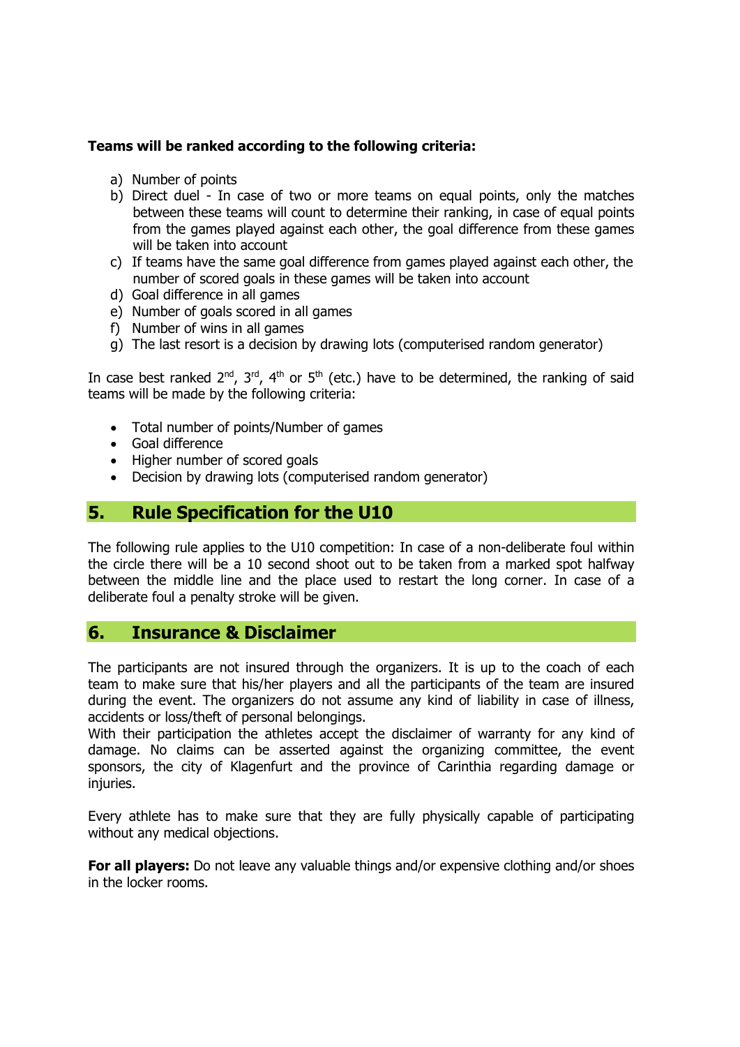**Teams will be ranked according to the following criteria:**

a) Number of points
b) Direct duel - In case of two or more teams on equal points, only the matches between these teams will count to determine their ranking, in case of equal points from the games played against each other, the goal difference from these games will be taken into account
c) If teams have the same goal difference from games played against each other, the number of scored goals in these games will be taken into account
d) Goal difference in all games
e) Number of goals scored in all games
f) Number of wins in all games
g) The last resort is a decision by drawing lots (computerised random generator)

In case best ranked 2nd, 3rd, 4th or 5th (etc.) have to be determined, the ranking of said teams will be made by the following criteria:

- Total number of points/Number of games
- Goal difference
- Higher number of scored goals
- Decision by drawing lots (computerised random generator)

## 5. Rule Specification for the U10

The following rule applies to the U10 competition: In case of a non-deliberate foul within the circle there will be a 10 second shoot out to be taken from a marked spot halfway between the middle line and the place used to restart the long corner. In case of a deliberate foul a penalty stroke will be given.

## 6. Insurance & Disclaimer

The participants are not insured through the organizers. It is up to the coach of each team to make sure that his/her players and all the participants of the team are insured during the event. The organizers do not assume any kind of liability in case of illness, accidents or loss/theft of personal belongings.
With their participation the athletes accept the disclaimer of warranty for any kind of damage. No claims can be asserted against the organizing committee, the event sponsors, the city of Klagenfurt and the province of Carinthia regarding damage or injuries.

Every athlete has to make sure that they are fully physically capable of participating without any medical objections.

**For all players:** Do not leave any valuable things and/or expensive clothing and/or shoes in the locker rooms.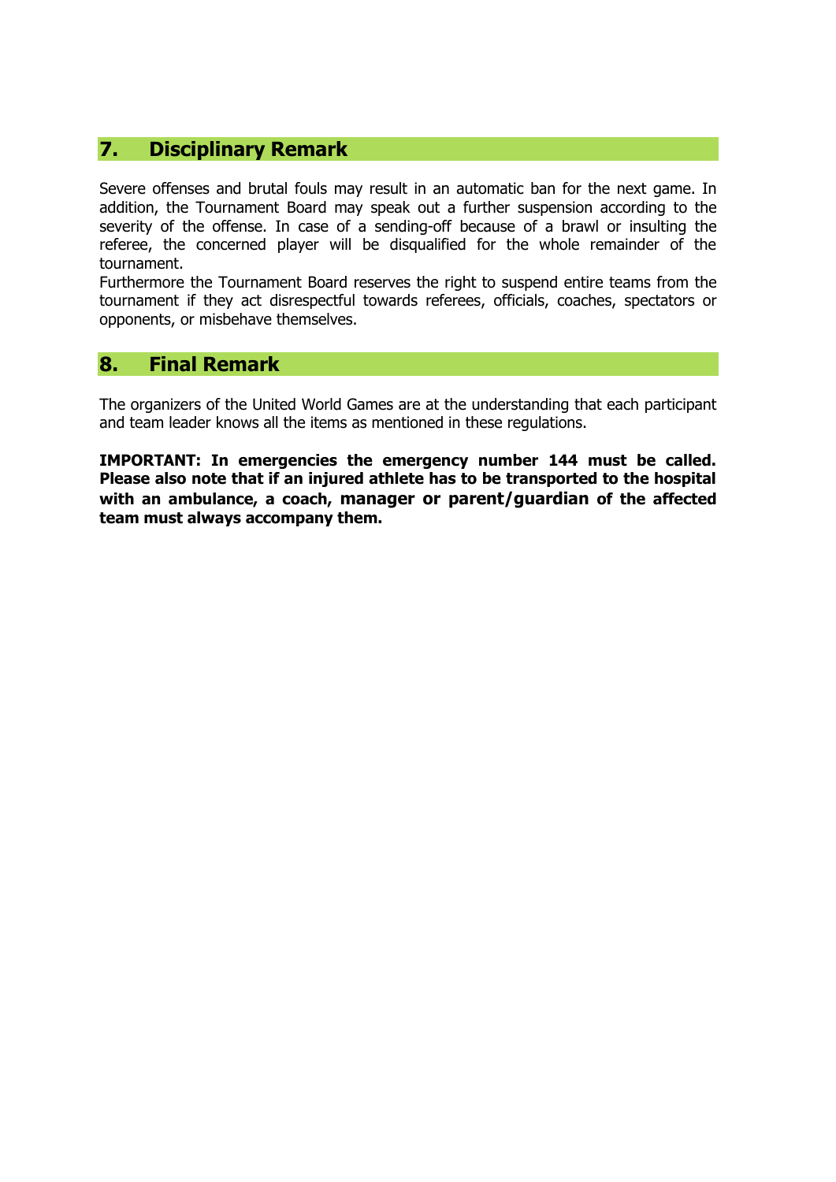## 7. Disciplinary Remark

Severe offenses and brutal fouls may result in an automatic ban for the next game. In addition, the Tournament Board may speak out a further suspension according to the severity of the offense. In case of a sending-off because of a brawl or insulting the referee, the concerned player will be disqualified for the whole remainder of the tournament.
Furthermore the Tournament Board reserves the right to suspend entire teams from the tournament if they act disrespectful towards referees, officials, coaches, spectators or opponents, or misbehave themselves.

## 8. Final Remark

The organizers of the United World Games are at the understanding that each participant and team leader knows all the items as mentioned in these regulations.

**IMPORTANT: In emergencies the emergency number 144 must be called. Please also note that if an injured athlete has to be transported to the hospital with an ambulance, a coach, manager or parent/guardian of the affected team must always accompany them.**